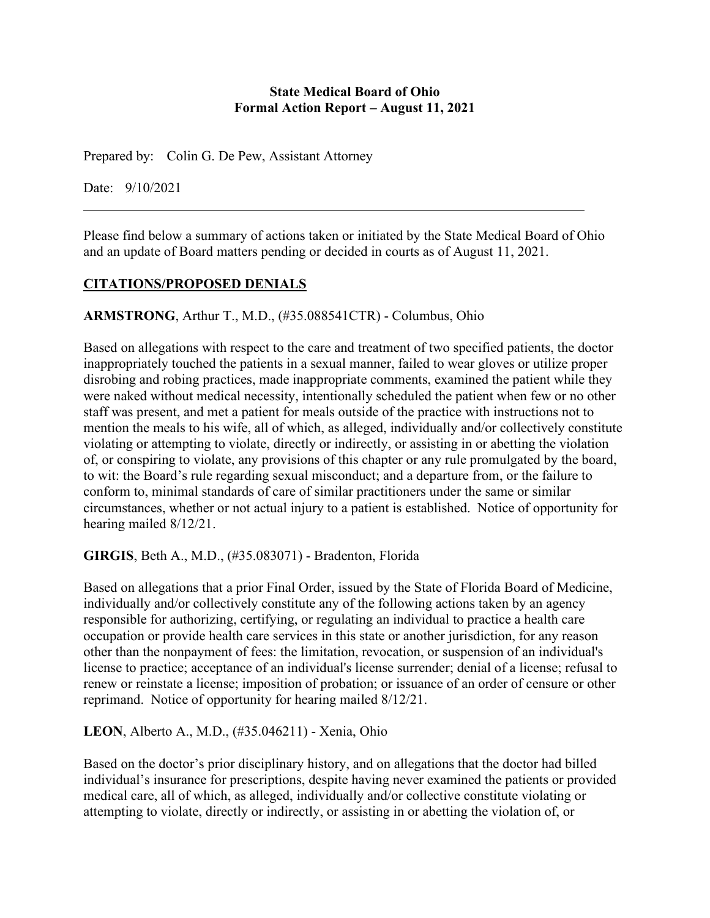**State Medical Board of Ohio**
**Formal Action Report – August 11, 2021**

Prepared by: Colin G. De Pew, Assistant Attorney

Date: 9/10/2021

---

Please find below a summary of actions taken or initiated by the State Medical Board of Ohio and an update of Board matters pending or decided in courts as of August 11, 2021.

## CITATIONS/PROPOSED DENIALS

**ARMSTRONG**, Arthur T., M.D., (#35.088541CTR) - Columbus, Ohio

Based on allegations with respect to the care and treatment of two specified patients, the doctor inappropriately touched the patients in a sexual manner, failed to wear gloves or utilize proper disrobing and robing practices, made inappropriate comments, examined the patient while they were naked without medical necessity, intentionally scheduled the patient when few or no other staff was present, and met a patient for meals outside of the practice with instructions not to mention the meals to his wife, all of which, as alleged, individually and/or collectively constitute violating or attempting to violate, directly or indirectly, or assisting in or abetting the violation of, or conspiring to violate, any provisions of this chapter or any rule promulgated by the board, to wit: the Board's rule regarding sexual misconduct; and a departure from, or the failure to conform to, minimal standards of care of similar practitioners under the same or similar circumstances, whether or not actual injury to a patient is established. Notice of opportunity for hearing mailed 8/12/21.

**GIRGIS**, Beth A., M.D., (#35.083071) - Bradenton, Florida

Based on allegations that a prior Final Order, issued by the State of Florida Board of Medicine, individually and/or collectively constitute any of the following actions taken by an agency responsible for authorizing, certifying, or regulating an individual to practice a health care occupation or provide health care services in this state or another jurisdiction, for any reason other than the nonpayment of fees: the limitation, revocation, or suspension of an individual's license to practice; acceptance of an individual's license surrender; denial of a license; refusal to renew or reinstate a license; imposition of probation; or issuance of an order of censure or other reprimand. Notice of opportunity for hearing mailed 8/12/21.

**LEON**, Alberto A., M.D., (#35.046211) - Xenia, Ohio

Based on the doctor's prior disciplinary history, and on allegations that the doctor had billed individual's insurance for prescriptions, despite having never examined the patients or provided medical care, all of which, as alleged, individually and/or collective constitute violating or attempting to violate, directly or indirectly, or assisting in or abetting the violation of, or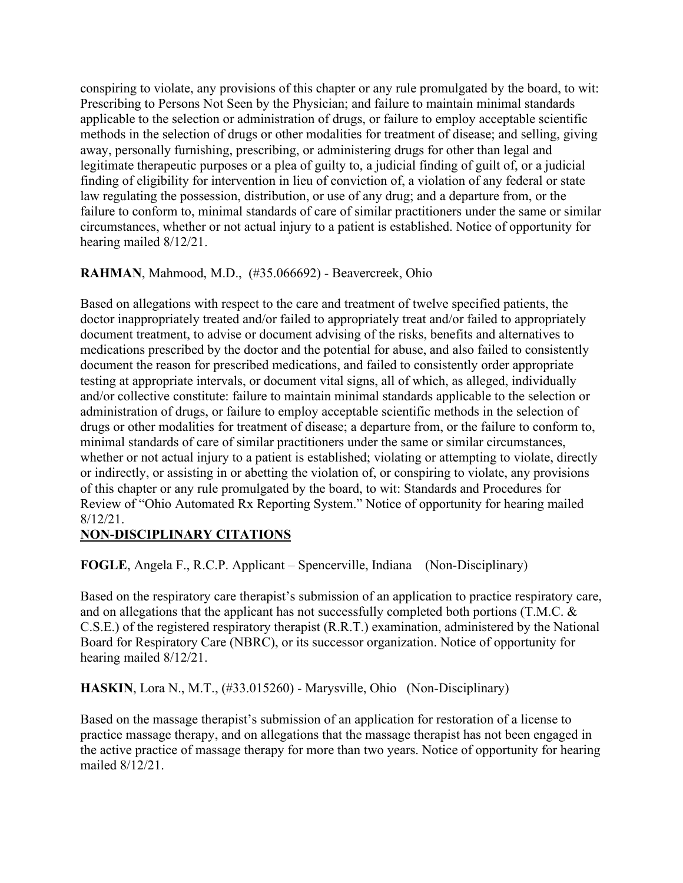conspiring to violate, any provisions of this chapter or any rule promulgated by the board, to wit: Prescribing to Persons Not Seen by the Physician; and failure to maintain minimal standards applicable to the selection or administration of drugs, or failure to employ acceptable scientific methods in the selection of drugs or other modalities for treatment of disease; and selling, giving away, personally furnishing, prescribing, or administering drugs for other than legal and legitimate therapeutic purposes or a plea of guilty to, a judicial finding of guilt of, or a judicial finding of eligibility for intervention in lieu of conviction of, a violation of any federal or state law regulating the possession, distribution, or use of any drug; and a departure from, or the failure to conform to, minimal standards of care of similar practitioners under the same or similar circumstances, whether or not actual injury to a patient is established. Notice of opportunity for hearing mailed 8/12/21.

**RAHMAN**, Mahmood, M.D., (#35.066692) - Beavercreek, Ohio

Based on allegations with respect to the care and treatment of twelve specified patients, the doctor inappropriately treated and/or failed to appropriately treat and/or failed to appropriately document treatment, to advise or document advising of the risks, benefits and alternatives to medications prescribed by the doctor and the potential for abuse, and also failed to consistently document the reason for prescribed medications, and failed to consistently order appropriate testing at appropriate intervals, or document vital signs, all of which, as alleged, individually and/or collective constitute: failure to maintain minimal standards applicable to the selection or administration of drugs, or failure to employ acceptable scientific methods in the selection of drugs or other modalities for treatment of disease; a departure from, or the failure to conform to, minimal standards of care of similar practitioners under the same or similar circumstances, whether or not actual injury to a patient is established; violating or attempting to violate, directly or indirectly, or assisting in or abetting the violation of, or conspiring to violate, any provisions of this chapter or any rule promulgated by the board, to wit: Standards and Procedures for Review of "Ohio Automated Rx Reporting System." Notice of opportunity for hearing mailed 8/12/21.

## NON-DISCIPLINARY CITATIONS

**FOGLE**, Angela F., R.C.P. Applicant – Spencerville, Indiana (Non-Disciplinary)

Based on the respiratory care therapist's submission of an application to practice respiratory care, and on allegations that the applicant has not successfully completed both portions (T.M.C. & C.S.E.) of the registered respiratory therapist (R.R.T.) examination, administered by the National Board for Respiratory Care (NBRC), or its successor organization. Notice of opportunity for hearing mailed 8/12/21.

**HASKIN**, Lora N., M.T., (#33.015260) - Marysville, Ohio (Non-Disciplinary)

Based on the massage therapist's submission of an application for restoration of a license to practice massage therapy, and on allegations that the massage therapist has not been engaged in the active practice of massage therapy for more than two years. Notice of opportunity for hearing mailed 8/12/21.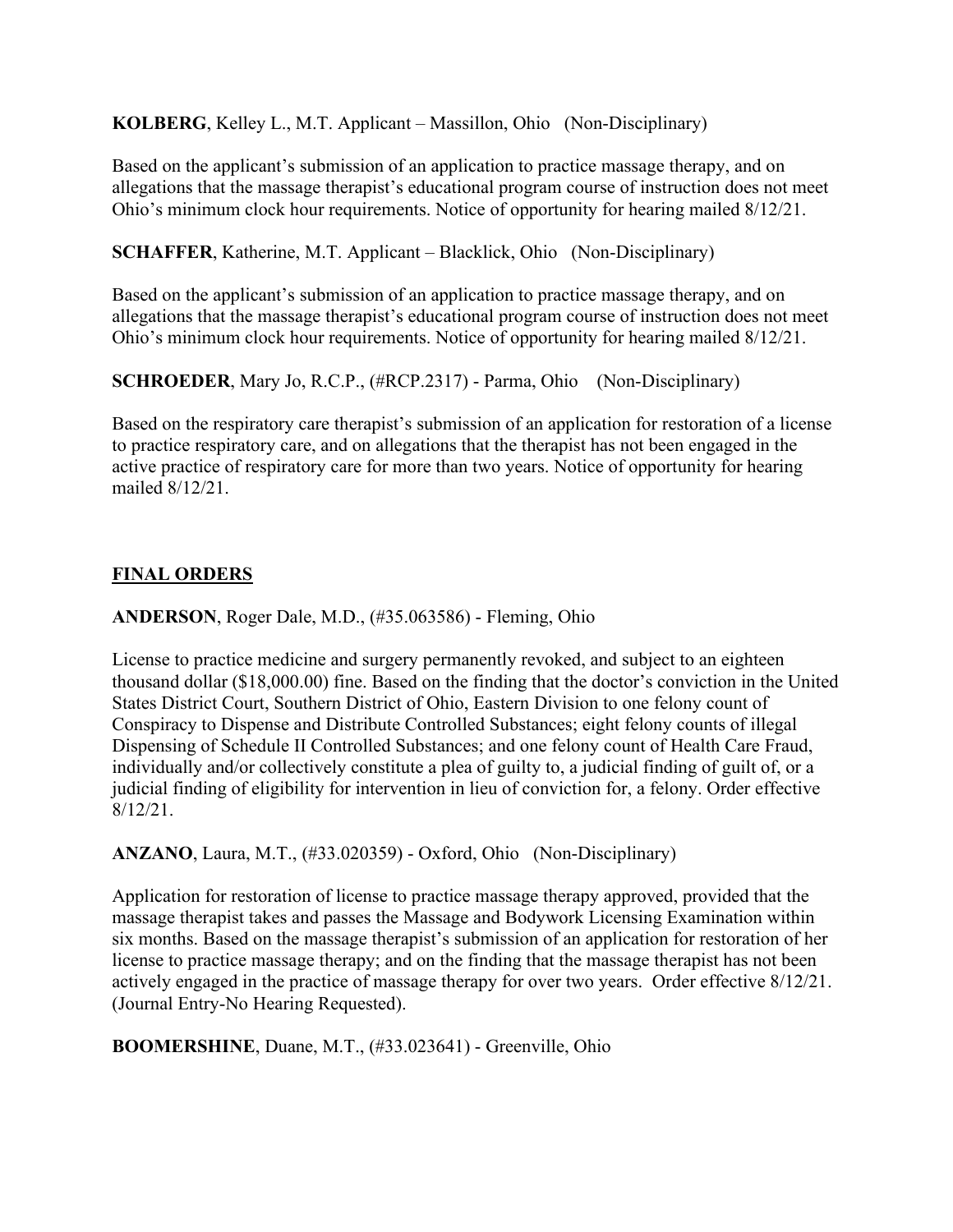**KOLBERG**, Kelley L., M.T. Applicant – Massillon, Ohio (Non-Disciplinary)

Based on the applicant's submission of an application to practice massage therapy, and on allegations that the massage therapist's educational program course of instruction does not meet Ohio's minimum clock hour requirements. Notice of opportunity for hearing mailed 8/12/21.

**SCHAFFER**, Katherine, M.T. Applicant – Blacklick, Ohio (Non-Disciplinary)

Based on the applicant's submission of an application to practice massage therapy, and on allegations that the massage therapist's educational program course of instruction does not meet Ohio's minimum clock hour requirements. Notice of opportunity for hearing mailed 8/12/21.

**SCHROEDER**, Mary Jo, R.C.P., (#RCP.2317) - Parma, Ohio (Non-Disciplinary)

Based on the respiratory care therapist's submission of an application for restoration of a license to practice respiratory care, and on allegations that the therapist has not been engaged in the active practice of respiratory care for more than two years. Notice of opportunity for hearing mailed 8/12/21.

## FINAL ORDERS

**ANDERSON**, Roger Dale, M.D., (#35.063586) - Fleming, Ohio

License to practice medicine and surgery permanently revoked, and subject to an eighteen thousand dollar ($18,000.00) fine. Based on the finding that the doctor's conviction in the United States District Court, Southern District of Ohio, Eastern Division to one felony count of Conspiracy to Dispense and Distribute Controlled Substances; eight felony counts of illegal Dispensing of Schedule II Controlled Substances; and one felony count of Health Care Fraud, individually and/or collectively constitute a plea of guilty to, a judicial finding of guilt of, or a judicial finding of eligibility for intervention in lieu of conviction for, a felony. Order effective 8/12/21.

**ANZANO**, Laura, M.T., (#33.020359) - Oxford, Ohio (Non-Disciplinary)

Application for restoration of license to practice massage therapy approved, provided that the massage therapist takes and passes the Massage and Bodywork Licensing Examination within six months. Based on the massage therapist's submission of an application for restoration of her license to practice massage therapy; and on the finding that the massage therapist has not been actively engaged in the practice of massage therapy for over two years. Order effective 8/12/21. (Journal Entry-No Hearing Requested).

**BOOMERSHINE**, Duane, M.T., (#33.023641) - Greenville, Ohio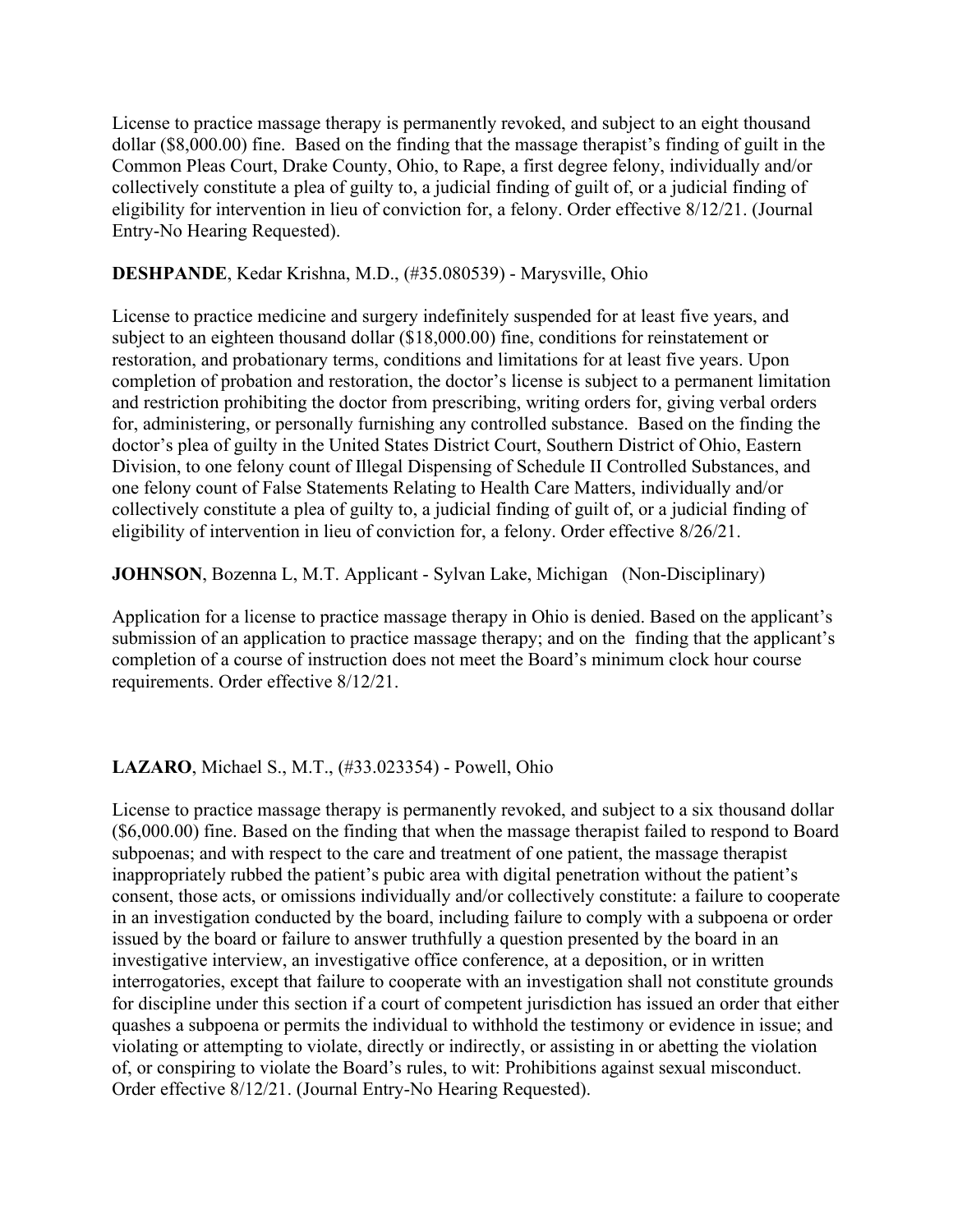License to practice massage therapy is permanently revoked, and subject to an eight thousand dollar ($8,000.00) fine. Based on the finding that the massage therapist's finding of guilt in the Common Pleas Court, Drake County, Ohio, to Rape, a first degree felony, individually and/or collectively constitute a plea of guilty to, a judicial finding of guilt of, or a judicial finding of eligibility for intervention in lieu of conviction for, a felony. Order effective 8/12/21. (Journal Entry-No Hearing Requested).

**DESHPANDE**, Kedar Krishna, M.D., (#35.080539) - Marysville, Ohio

License to practice medicine and surgery indefinitely suspended for at least five years, and subject to an eighteen thousand dollar ($18,000.00) fine, conditions for reinstatement or restoration, and probationary terms, conditions and limitations for at least five years. Upon completion of probation and restoration, the doctor's license is subject to a permanent limitation and restriction prohibiting the doctor from prescribing, writing orders for, giving verbal orders for, administering, or personally furnishing any controlled substance. Based on the finding the doctor's plea of guilty in the United States District Court, Southern District of Ohio, Eastern Division, to one felony count of Illegal Dispensing of Schedule II Controlled Substances, and one felony count of False Statements Relating to Health Care Matters, individually and/or collectively constitute a plea of guilty to, a judicial finding of guilt of, or a judicial finding of eligibility of intervention in lieu of conviction for, a felony. Order effective 8/26/21.

**JOHNSON**, Bozenna L, M.T. Applicant - Sylvan Lake, Michigan (Non-Disciplinary)

Application for a license to practice massage therapy in Ohio is denied. Based on the applicant's submission of an application to practice massage therapy; and on the finding that the applicant's completion of a course of instruction does not meet the Board's minimum clock hour course requirements. Order effective 8/12/21.

**LAZARO**, Michael S., M.T., (#33.023354) - Powell, Ohio

License to practice massage therapy is permanently revoked, and subject to a six thousand dollar ($6,000.00) fine. Based on the finding that when the massage therapist failed to respond to Board subpoenas; and with respect to the care and treatment of one patient, the massage therapist inappropriately rubbed the patient's pubic area with digital penetration without the patient's consent, those acts, or omissions individually and/or collectively constitute: a failure to cooperate in an investigation conducted by the board, including failure to comply with a subpoena or order issued by the board or failure to answer truthfully a question presented by the board in an investigative interview, an investigative office conference, at a deposition, or in written interrogatories, except that failure to cooperate with an investigation shall not constitute grounds for discipline under this section if a court of competent jurisdiction has issued an order that either quashes a subpoena or permits the individual to withhold the testimony or evidence in issue; and violating or attempting to violate, directly or indirectly, or assisting in or abetting the violation of, or conspiring to violate the Board's rules, to wit: Prohibitions against sexual misconduct. Order effective 8/12/21. (Journal Entry-No Hearing Requested).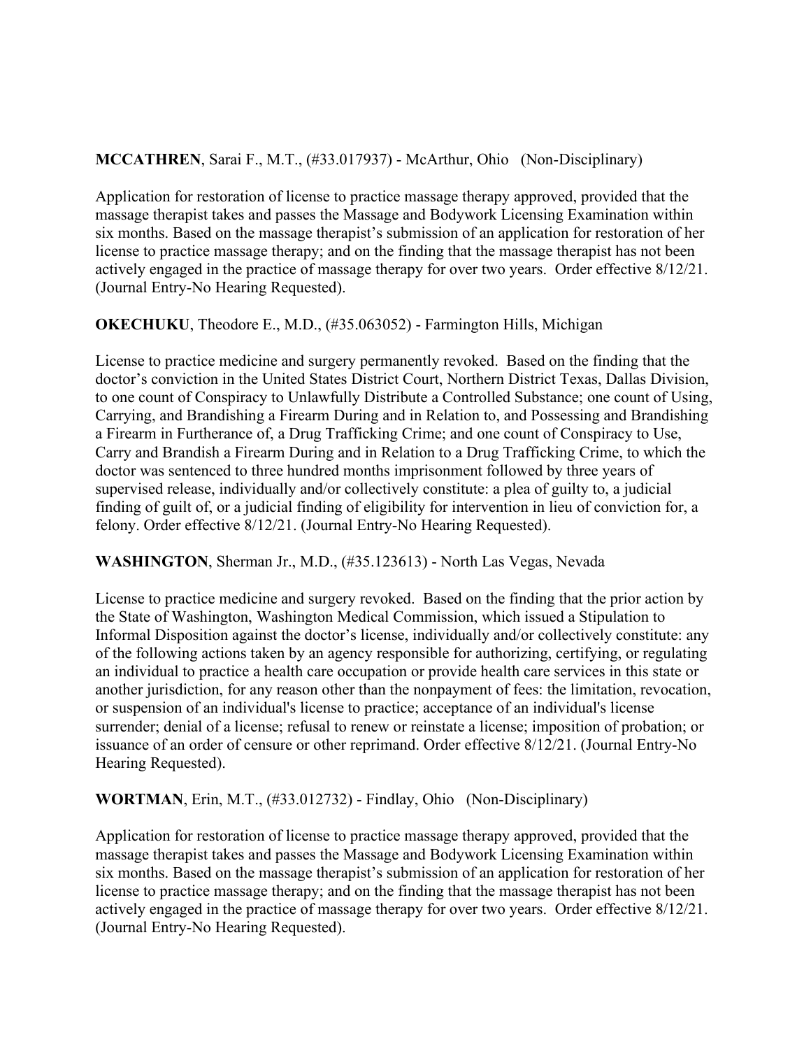**MCCATHREN**, Sarai F., M.T., (#33.017937) - McArthur, Ohio (Non-Disciplinary)

Application for restoration of license to practice massage therapy approved, provided that the massage therapist takes and passes the Massage and Bodywork Licensing Examination within six months. Based on the massage therapist's submission of an application for restoration of her license to practice massage therapy; and on the finding that the massage therapist has not been actively engaged in the practice of massage therapy for over two years. Order effective 8/12/21. (Journal Entry-No Hearing Requested).

**OKECHUKU**, Theodore E., M.D., (#35.063052) - Farmington Hills, Michigan

License to practice medicine and surgery permanently revoked. Based on the finding that the doctor's conviction in the United States District Court, Northern District Texas, Dallas Division, to one count of Conspiracy to Unlawfully Distribute a Controlled Substance; one count of Using, Carrying, and Brandishing a Firearm During and in Relation to, and Possessing and Brandishing a Firearm in Furtherance of, a Drug Trafficking Crime; and one count of Conspiracy to Use, Carry and Brandish a Firearm During and in Relation to a Drug Trafficking Crime, to which the doctor was sentenced to three hundred months imprisonment followed by three years of supervised release, individually and/or collectively constitute: a plea of guilty to, a judicial finding of guilt of, or a judicial finding of eligibility for intervention in lieu of conviction for, a felony. Order effective 8/12/21. (Journal Entry-No Hearing Requested).

**WASHINGTON**, Sherman Jr., M.D., (#35.123613) - North Las Vegas, Nevada

License to practice medicine and surgery revoked. Based on the finding that the prior action by the State of Washington, Washington Medical Commission, which issued a Stipulation to Informal Disposition against the doctor's license, individually and/or collectively constitute: any of the following actions taken by an agency responsible for authorizing, certifying, or regulating an individual to practice a health care occupation or provide health care services in this state or another jurisdiction, for any reason other than the nonpayment of fees: the limitation, revocation, or suspension of an individual's license to practice; acceptance of an individual's license surrender; denial of a license; refusal to renew or reinstate a license; imposition of probation; or issuance of an order of censure or other reprimand. Order effective 8/12/21. (Journal Entry-No Hearing Requested).

**WORTMAN**, Erin, M.T., (#33.012732) - Findlay, Ohio (Non-Disciplinary)

Application for restoration of license to practice massage therapy approved, provided that the massage therapist takes and passes the Massage and Bodywork Licensing Examination within six months. Based on the massage therapist's submission of an application for restoration of her license to practice massage therapy; and on the finding that the massage therapist has not been actively engaged in the practice of massage therapy for over two years. Order effective 8/12/21. (Journal Entry-No Hearing Requested).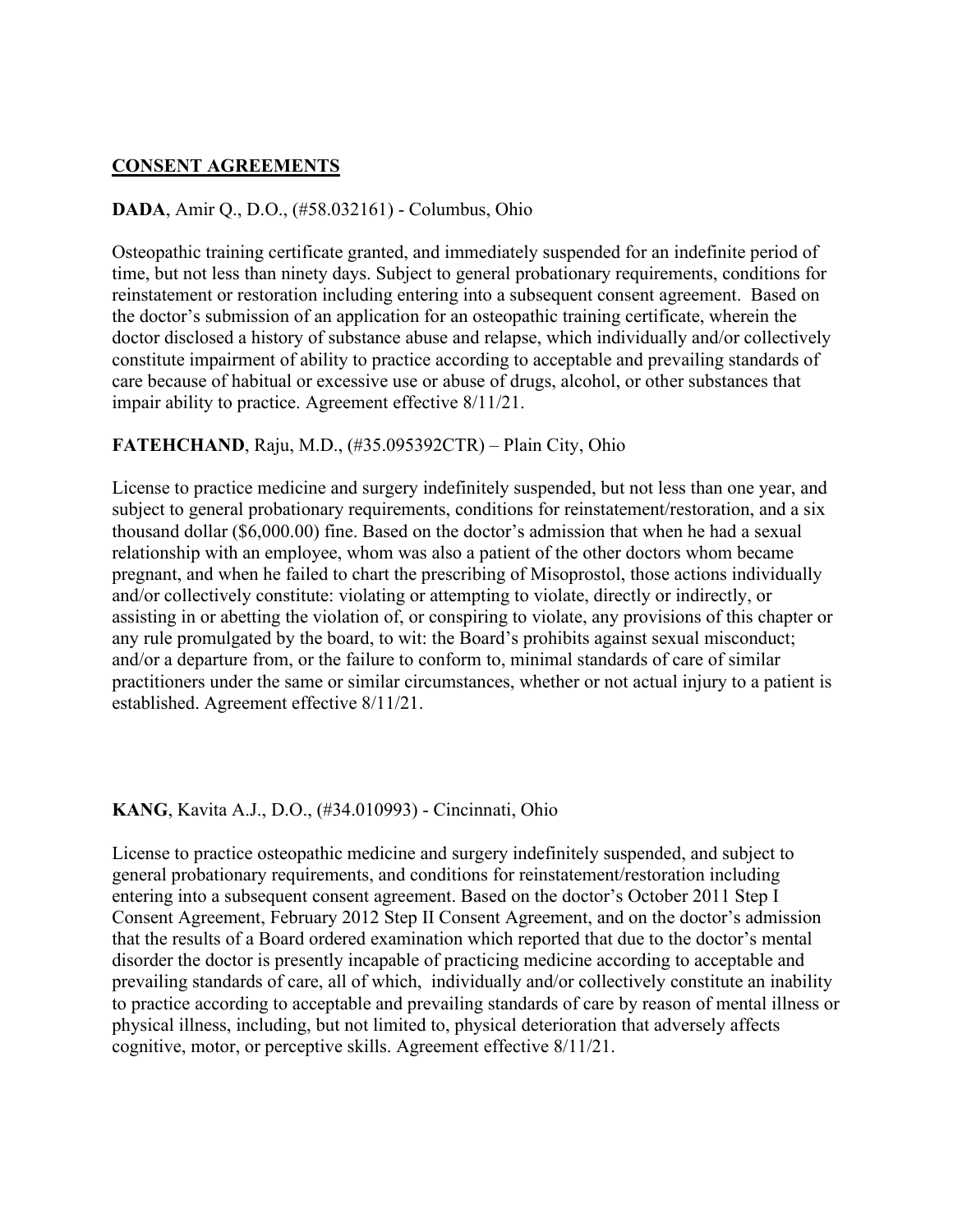## CONSENT AGREEMENTS

**DADA**, Amir Q., D.O., (#58.032161) - Columbus, Ohio

Osteopathic training certificate granted, and immediately suspended for an indefinite period of time, but not less than ninety days. Subject to general probationary requirements, conditions for reinstatement or restoration including entering into a subsequent consent agreement. Based on the doctor's submission of an application for an osteopathic training certificate, wherein the doctor disclosed a history of substance abuse and relapse, which individually and/or collectively constitute impairment of ability to practice according to acceptable and prevailing standards of care because of habitual or excessive use or abuse of drugs, alcohol, or other substances that impair ability to practice. Agreement effective 8/11/21.

**FATEHCHAND**, Raju, M.D., (#35.095392CTR) – Plain City, Ohio

License to practice medicine and surgery indefinitely suspended, but not less than one year, and subject to general probationary requirements, conditions for reinstatement/restoration, and a six thousand dollar ($6,000.00) fine. Based on the doctor's admission that when he had a sexual relationship with an employee, whom was also a patient of the other doctors whom became pregnant, and when he failed to chart the prescribing of Misoprostol, those actions individually and/or collectively constitute: violating or attempting to violate, directly or indirectly, or assisting in or abetting the violation of, or conspiring to violate, any provisions of this chapter or any rule promulgated by the board, to wit: the Board's prohibits against sexual misconduct; and/or a departure from, or the failure to conform to, minimal standards of care of similar practitioners under the same or similar circumstances, whether or not actual injury to a patient is established. Agreement effective 8/11/21.

**KANG**, Kavita A.J., D.O., (#34.010993) - Cincinnati, Ohio

License to practice osteopathic medicine and surgery indefinitely suspended, and subject to general probationary requirements, and conditions for reinstatement/restoration including entering into a subsequent consent agreement. Based on the doctor's October 2011 Step I Consent Agreement, February 2012 Step II Consent Agreement, and on the doctor's admission that the results of a Board ordered examination which reported that due to the doctor's mental disorder the doctor is presently incapable of practicing medicine according to acceptable and prevailing standards of care, all of which, individually and/or collectively constitute an inability to practice according to acceptable and prevailing standards of care by reason of mental illness or physical illness, including, but not limited to, physical deterioration that adversely affects cognitive, motor, or perceptive skills. Agreement effective 8/11/21.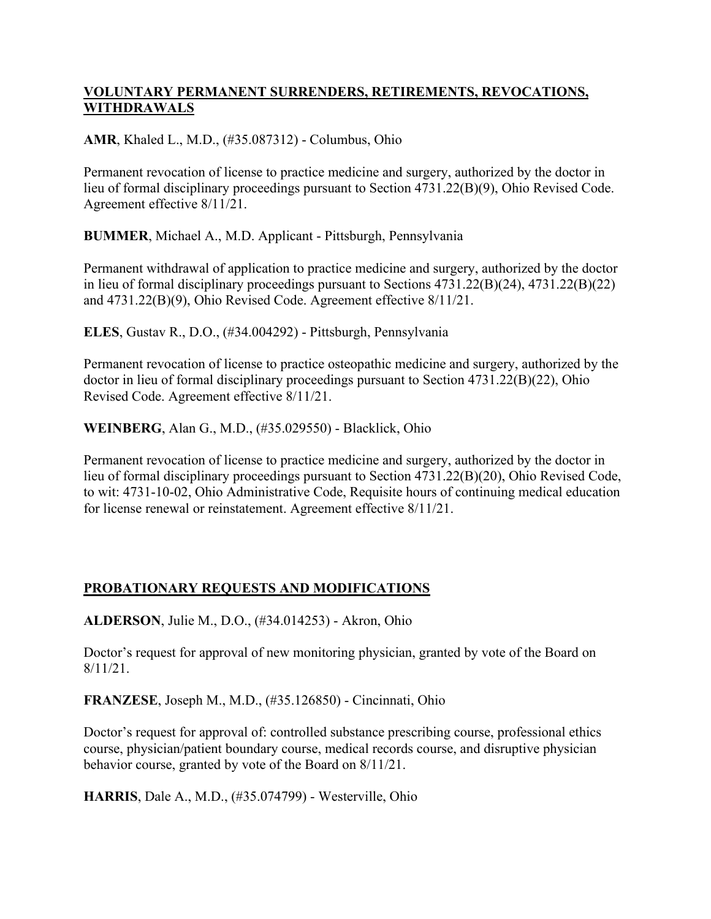## VOLUNTARY PERMANENT SURRENDERS, RETIREMENTS, REVOCATIONS, WITHDRAWALS

**AMR**, Khaled L., M.D., (#35.087312) - Columbus, Ohio

Permanent revocation of license to practice medicine and surgery, authorized by the doctor in lieu of formal disciplinary proceedings pursuant to Section 4731.22(B)(9), Ohio Revised Code. Agreement effective 8/11/21.

**BUMMER**, Michael A., M.D. Applicant - Pittsburgh, Pennsylvania

Permanent withdrawal of application to practice medicine and surgery, authorized by the doctor in lieu of formal disciplinary proceedings pursuant to Sections 4731.22(B)(24), 4731.22(B)(22) and 4731.22(B)(9), Ohio Revised Code. Agreement effective 8/11/21.

**ELES**, Gustav R., D.O., (#34.004292) - Pittsburgh, Pennsylvania

Permanent revocation of license to practice osteopathic medicine and surgery, authorized by the doctor in lieu of formal disciplinary proceedings pursuant to Section 4731.22(B)(22), Ohio Revised Code. Agreement effective 8/11/21.

**WEINBERG**, Alan G., M.D., (#35.029550) - Blacklick, Ohio

Permanent revocation of license to practice medicine and surgery, authorized by the doctor in lieu of formal disciplinary proceedings pursuant to Section 4731.22(B)(20), Ohio Revised Code, to wit: 4731-10-02, Ohio Administrative Code, Requisite hours of continuing medical education for license renewal or reinstatement. Agreement effective 8/11/21.

## PROBATIONARY REQUESTS AND MODIFICATIONS

**ALDERSON**, Julie M., D.O., (#34.014253) - Akron, Ohio

Doctor's request for approval of new monitoring physician, granted by vote of the Board on 8/11/21.

**FRANZESE**, Joseph M., M.D., (#35.126850) - Cincinnati, Ohio

Doctor's request for approval of: controlled substance prescribing course, professional ethics course, physician/patient boundary course, medical records course, and disruptive physician behavior course, granted by vote of the Board on 8/11/21.

**HARRIS**, Dale A., M.D., (#35.074799) - Westerville, Ohio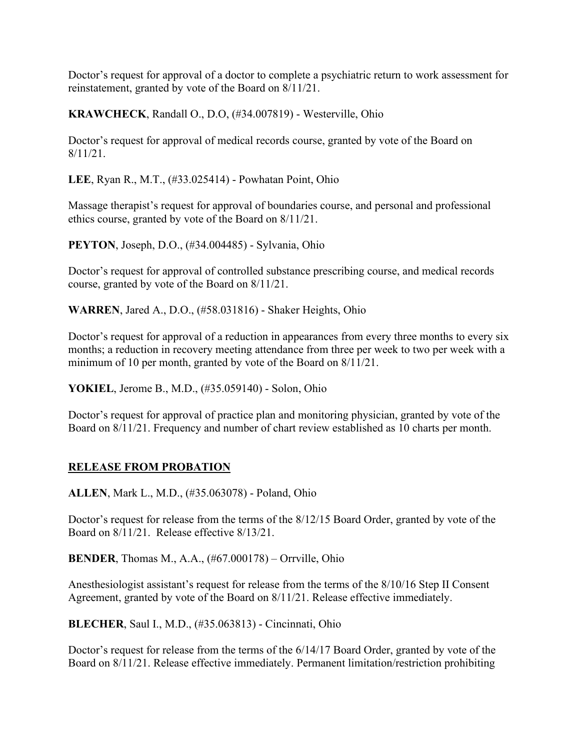Doctor's request for approval of a doctor to complete a psychiatric return to work assessment for reinstatement, granted by vote of the Board on 8/11/21.

**KRAWCHECK**, Randall O., D.O, (#34.007819) - Westerville, Ohio

Doctor's request for approval of medical records course, granted by vote of the Board on 8/11/21.

**LEE**, Ryan R., M.T., (#33.025414) - Powhatan Point, Ohio

Massage therapist's request for approval of boundaries course, and personal and professional ethics course, granted by vote of the Board on 8/11/21.

**PEYTON**, Joseph, D.O., (#34.004485) - Sylvania, Ohio

Doctor's request for approval of controlled substance prescribing course, and medical records course, granted by vote of the Board on 8/11/21.

**WARREN**, Jared A., D.O., (#58.031816) - Shaker Heights, Ohio

Doctor's request for approval of a reduction in appearances from every three months to every six months; a reduction in recovery meeting attendance from three per week to two per week with a minimum of 10 per month, granted by vote of the Board on 8/11/21.

**YOKIEL**, Jerome B., M.D., (#35.059140) - Solon, Ohio

Doctor's request for approval of practice plan and monitoring physician, granted by vote of the Board on 8/11/21. Frequency and number of chart review established as 10 charts per month.

## **RELEASE FROM PROBATION**

**ALLEN**, Mark L., M.D., (#35.063078) - Poland, Ohio

Doctor's request for release from the terms of the 8/12/15 Board Order, granted by vote of the Board on 8/11/21. Release effective 8/13/21.

**BENDER**, Thomas M., A.A., (#67.000178) – Orrville, Ohio

Anesthesiologist assistant's request for release from the terms of the 8/10/16 Step II Consent Agreement, granted by vote of the Board on 8/11/21. Release effective immediately.

**BLECHER**, Saul I., M.D., (#35.063813) - Cincinnati, Ohio

Doctor's request for release from the terms of the 6/14/17 Board Order, granted by vote of the Board on 8/11/21. Release effective immediately. Permanent limitation/restriction prohibiting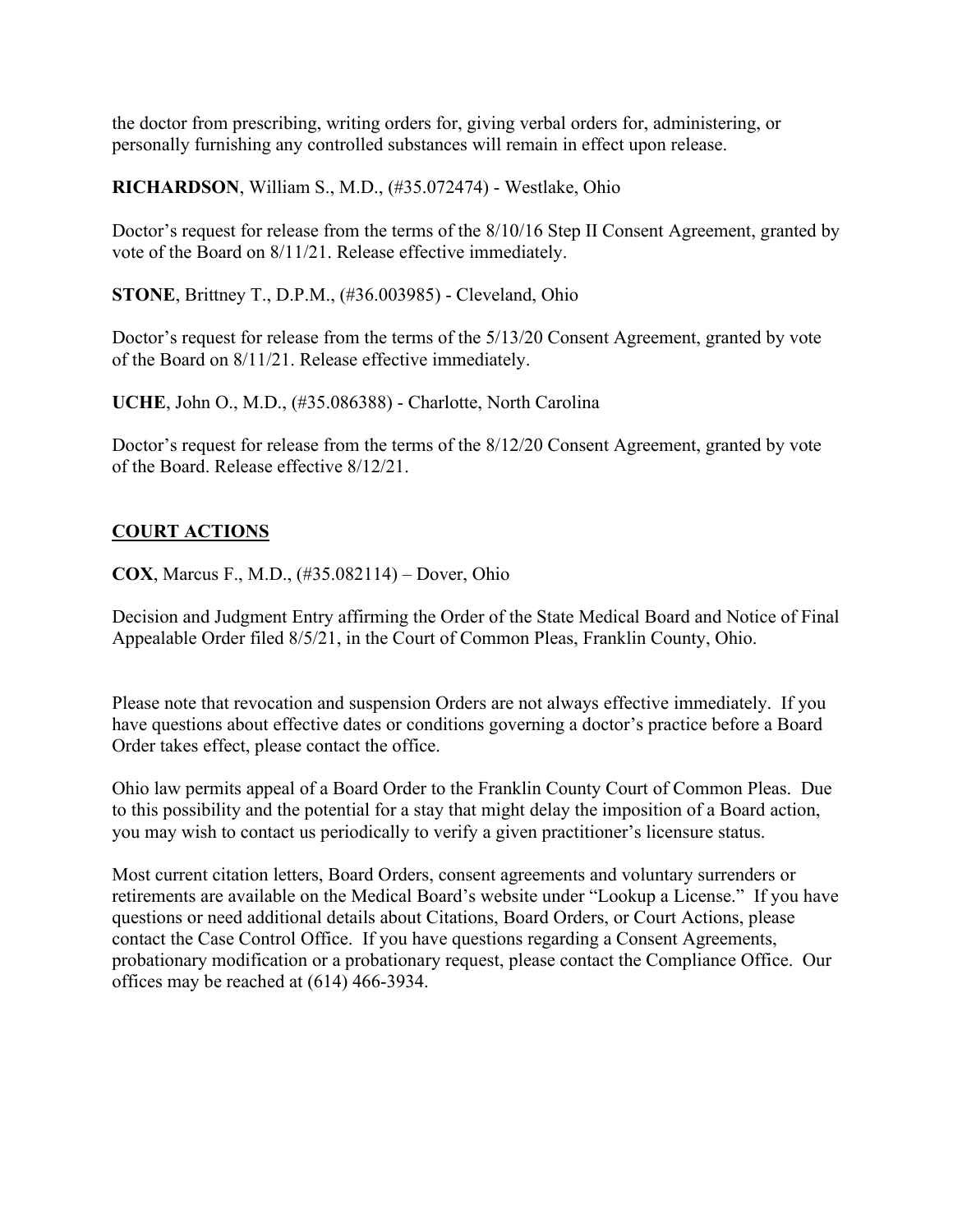the doctor from prescribing, writing orders for, giving verbal orders for, administering, or personally furnishing any controlled substances will remain in effect upon release.

**RICHARDSON**, William S., M.D., (#35.072474) - Westlake, Ohio

Doctor's request for release from the terms of the 8/10/16 Step II Consent Agreement, granted by vote of the Board on 8/11/21. Release effective immediately.

**STONE**, Brittney T., D.P.M., (#36.003985) - Cleveland, Ohio

Doctor's request for release from the terms of the 5/13/20 Consent Agreement, granted by vote of the Board on 8/11/21. Release effective immediately.

**UCHE**, John O., M.D., (#35.086388) - Charlotte, North Carolina

Doctor's request for release from the terms of the 8/12/20 Consent Agreement, granted by vote of the Board. Release effective 8/12/21.

## COURT ACTIONS

**COX**, Marcus F., M.D., (#35.082114) – Dover, Ohio

Decision and Judgment Entry affirming the Order of the State Medical Board and Notice of Final Appealable Order filed 8/5/21, in the Court of Common Pleas, Franklin County, Ohio.

Please note that revocation and suspension Orders are not always effective immediately. If you have questions about effective dates or conditions governing a doctor's practice before a Board Order takes effect, please contact the office.

Ohio law permits appeal of a Board Order to the Franklin County Court of Common Pleas. Due to this possibility and the potential for a stay that might delay the imposition of a Board action, you may wish to contact us periodically to verify a given practitioner's licensure status.

Most current citation letters, Board Orders, consent agreements and voluntary surrenders or retirements are available on the Medical Board's website under "Lookup a License." If you have questions or need additional details about Citations, Board Orders, or Court Actions, please contact the Case Control Office. If you have questions regarding a Consent Agreements, probationary modification or a probationary request, please contact the Compliance Office. Our offices may be reached at (614) 466-3934.